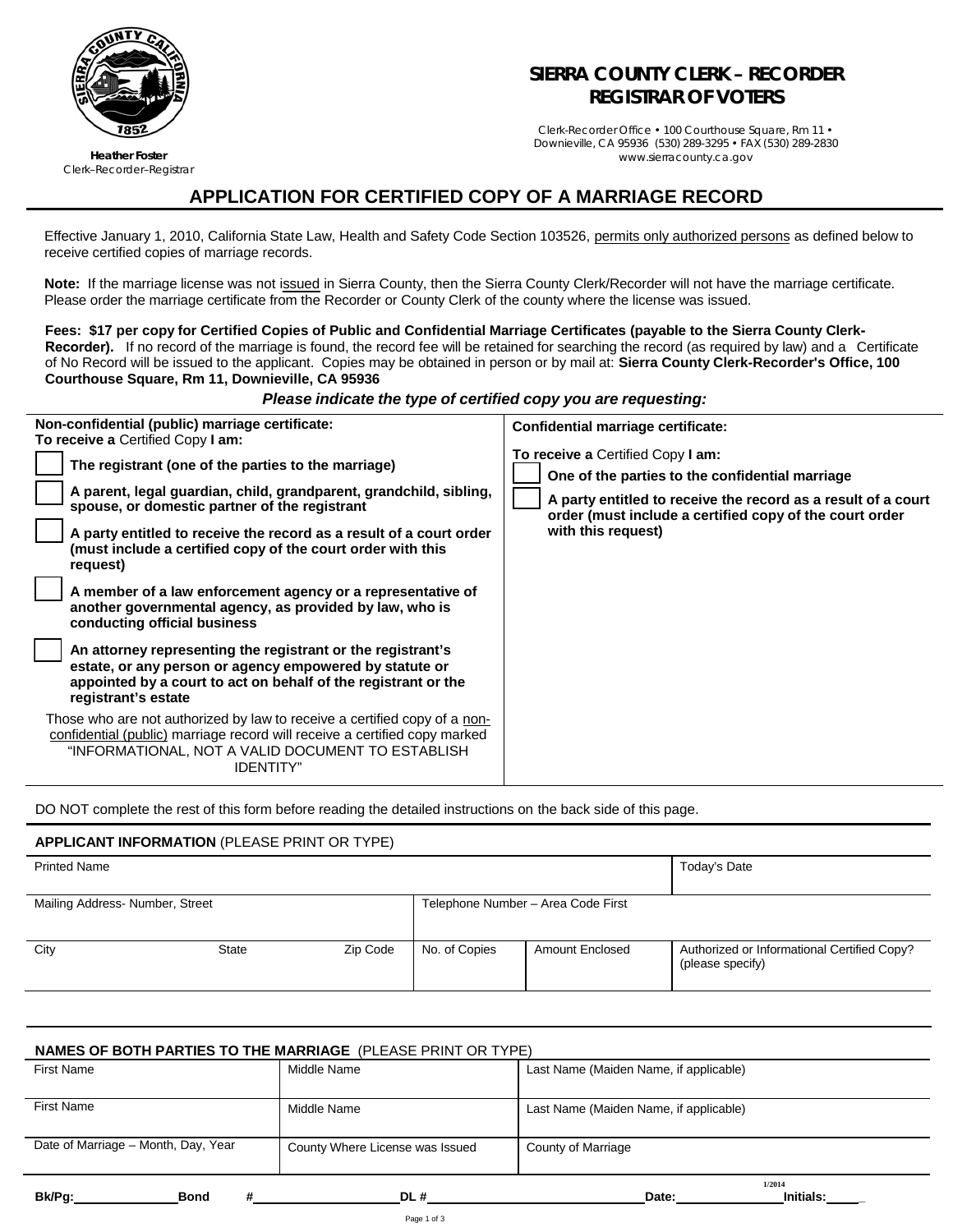Heather Foster
Clerk–Recorder–Registrar

# SIERRA COUNTY CLERK – RECORDER
# REGISTRAR OF VOTERS

Clerk-Recorder Office • 100 Courthouse Square, Rm 11 •
Downieville, CA 95936 (530) 289-3295 • FAX (530) 289-2830
www.sierracounty.ca.gov

## APPLICATION FOR CERTIFIED COPY OF A MARRIAGE RECORD

Effective January 1, 2010, California State Law, Health and Safety Code Section 103526, permits only authorized persons as defined below to receive certified copies of marriage records.

**Note:** If the marriage license was not issued in Sierra County, then the Sierra County Clerk/Recorder will not have the marriage certificate. Please order the marriage certificate from the Recorder or County Clerk of the county where the license was issued.

**Fees: $17 per copy for Certified Copies of Public and Confidential Marriage Certificates (payable to the Sierra County Clerk-Recorder).** If no record of the marriage is found, the record fee will be retained for searching the record (as required by law) and a Certificate of No Record will be issued to the applicant. Copies may be obtained in person or by mail at: **Sierra County Clerk-Recorder's Office, 100 Courthouse Square, Rm 11, Downieville, CA 95936**

***Please indicate the type of certified copy you are requesting:***

**Non-confidential (public) marriage certificate:**
**To receive a** Certified Copy **I am:**

- ☐ **The registrant (one of the parties to the marriage)**
- ☐ **A parent, legal guardian, child, grandparent, grandchild, sibling, spouse, or domestic partner of the registrant**
- ☐ **A party entitled to receive the record as a result of a court order (must include a certified copy of the court order with this request)**
- ☐ **A member of a law enforcement agency or a representative of another governmental agency, as provided by law, who is conducting official business**
- ☐ **An attorney representing the registrant or the registrant's estate, or any person or agency empowered by statute or appointed by a court to act on behalf of the registrant or the registrant's estate**

Those who are not authorized by law to receive a certified copy of a non-confidential (public) marriage record will receive a certified copy marked "INFORMATIONAL, NOT A VALID DOCUMENT TO ESTABLISH IDENTITY"

**Confidential marriage certificate:**

**To receive a** Certified Copy **I am:**

- ☐ **One of the parties to the confidential marriage**
- ☐ **A party entitled to receive the record as a result of a court order (must include a certified copy of the court order with this request)**

DO NOT complete the rest of this form before reading the detailed instructions on the back side of this page.

**APPLICANT INFORMATION** (PLEASE PRINT OR TYPE)

| | | | | | |
|---|---|---|---|---|---|
| Printed Name | | | | | Today's Date |
| Mailing Address- Number, Street | | | Telephone Number – Area Code First | | |
| City | State | Zip Code | No. of Copies | Amount Enclosed | Authorized or Informational Certified Copy? (please specify) |

**NAMES OF BOTH PARTIES TO THE MARRIAGE** (PLEASE PRINT OR TYPE)

| | | |
|---|---|---|
| First Name | Middle Name | Last Name (Maiden Name, if applicable) |
| First Name | Middle Name | Last Name (Maiden Name, if applicable) |
| Date of Marriage – Month, Day, Year | County Where License was Issued | County of Marriage |

**Bk/Pg:** ________ **Bond #** ________ **DL #** ________ **Date:** ________ **Initials:** ____

1/2014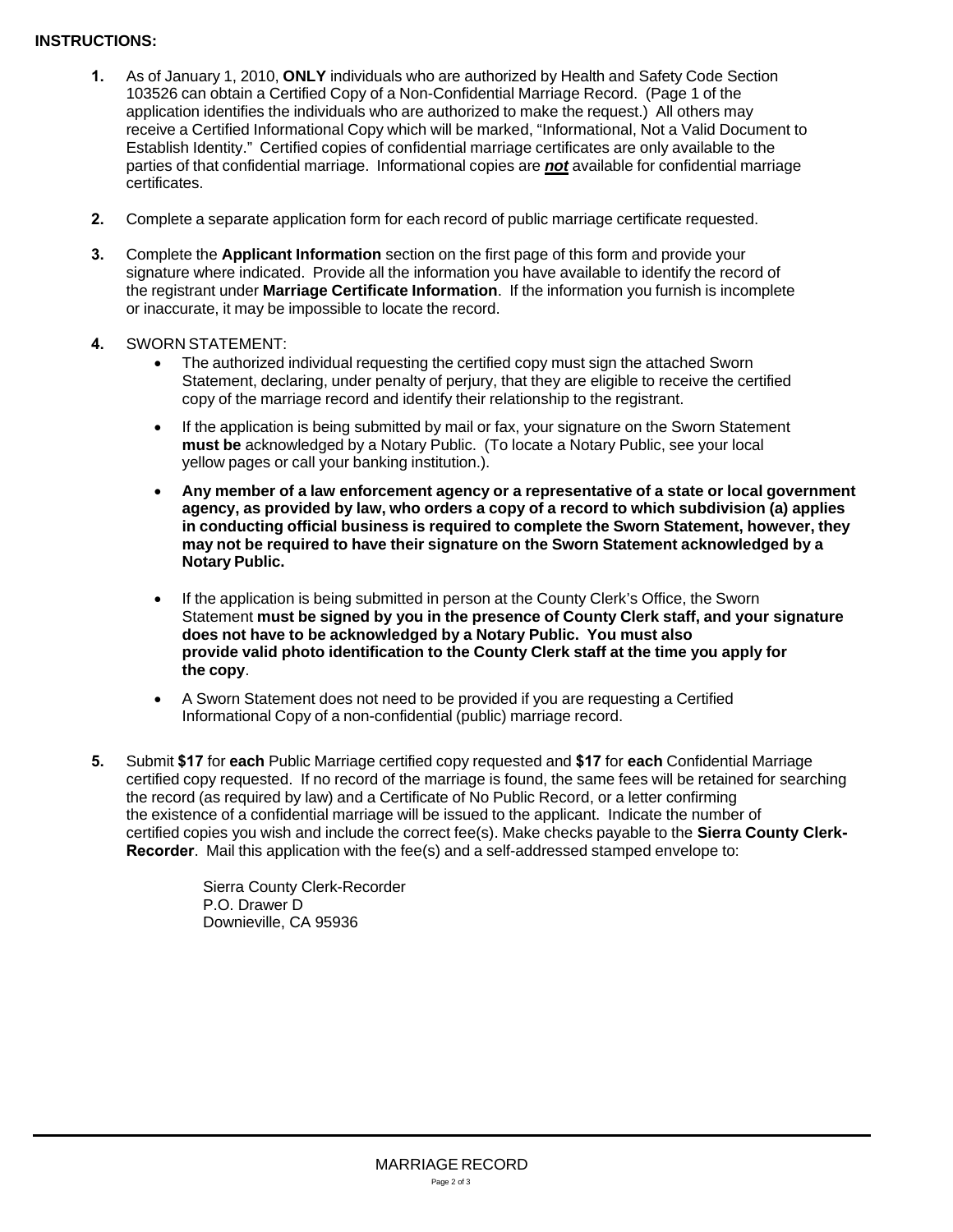**INSTRUCTIONS:**

1. As of January 1, 2010, **ONLY** individuals who are authorized by Health and Safety Code Section 103526 can obtain a Certified Copy of a Non-Confidential Marriage Record. (Page 1 of the application identifies the individuals who are authorized to make the request.) All others may receive a Certified Informational Copy which will be marked, "Informational, Not a Valid Document to Establish Identity." Certified copies of confidential marriage certificates are only available to the parties of that confidential marriage. Informational copies are ***not*** available for confidential marriage certificates.

2. Complete a separate application form for each record of public marriage certificate requested.

3. Complete the **Applicant Information** section on the first page of this form and provide your signature where indicated. Provide all the information you have available to identify the record of the registrant under **Marriage Certificate Information**. If the information you furnish is incomplete or inaccurate, it may be impossible to locate the record.

4. SWORN STATEMENT:
   - The authorized individual requesting the certified copy must sign the attached Sworn Statement, declaring, under penalty of perjury, that they are eligible to receive the certified copy of the marriage record and identify their relationship to the registrant.
   - If the application is being submitted by mail or fax, your signature on the Sworn Statement **must be** acknowledged by a Notary Public. (To locate a Notary Public, see your local yellow pages or call your banking institution.).
   - **Any member of a law enforcement agency or a representative of a state or local government agency, as provided by law, who orders a copy of a record to which subdivision (a) applies in conducting official business is required to complete the Sworn Statement, however, they may not be required to have their signature on the Sworn Statement acknowledged by a Notary Public.**
   - If the application is being submitted in person at the County Clerk's Office, the Sworn Statement **must be signed by you in the presence of County Clerk staff, and your signature does not have to be acknowledged by a Notary Public. You must also provide valid photo identification to the County Clerk staff at the time you apply for the copy**.
   - A Sworn Statement does not need to be provided if you are requesting a Certified Informational Copy of a non-confidential (public) marriage record.

5. Submit **$17** for **each** Public Marriage certified copy requested and **$17** for **each** Confidential Marriage certified copy requested. If no record of the marriage is found, the same fees will be retained for searching the record (as required by law) and a Certificate of No Public Record, or a letter confirming the existence of a confidential marriage will be issued to the applicant. Indicate the number of certified copies you wish and include the correct fee(s). Make checks payable to the **Sierra County Clerk-Recorder**. Mail this application with the fee(s) and a self-addressed stamped envelope to:

   Sierra County Clerk-Recorder
   P.O. Drawer D
   Downieville, CA 95936

MARRIAGE RECORD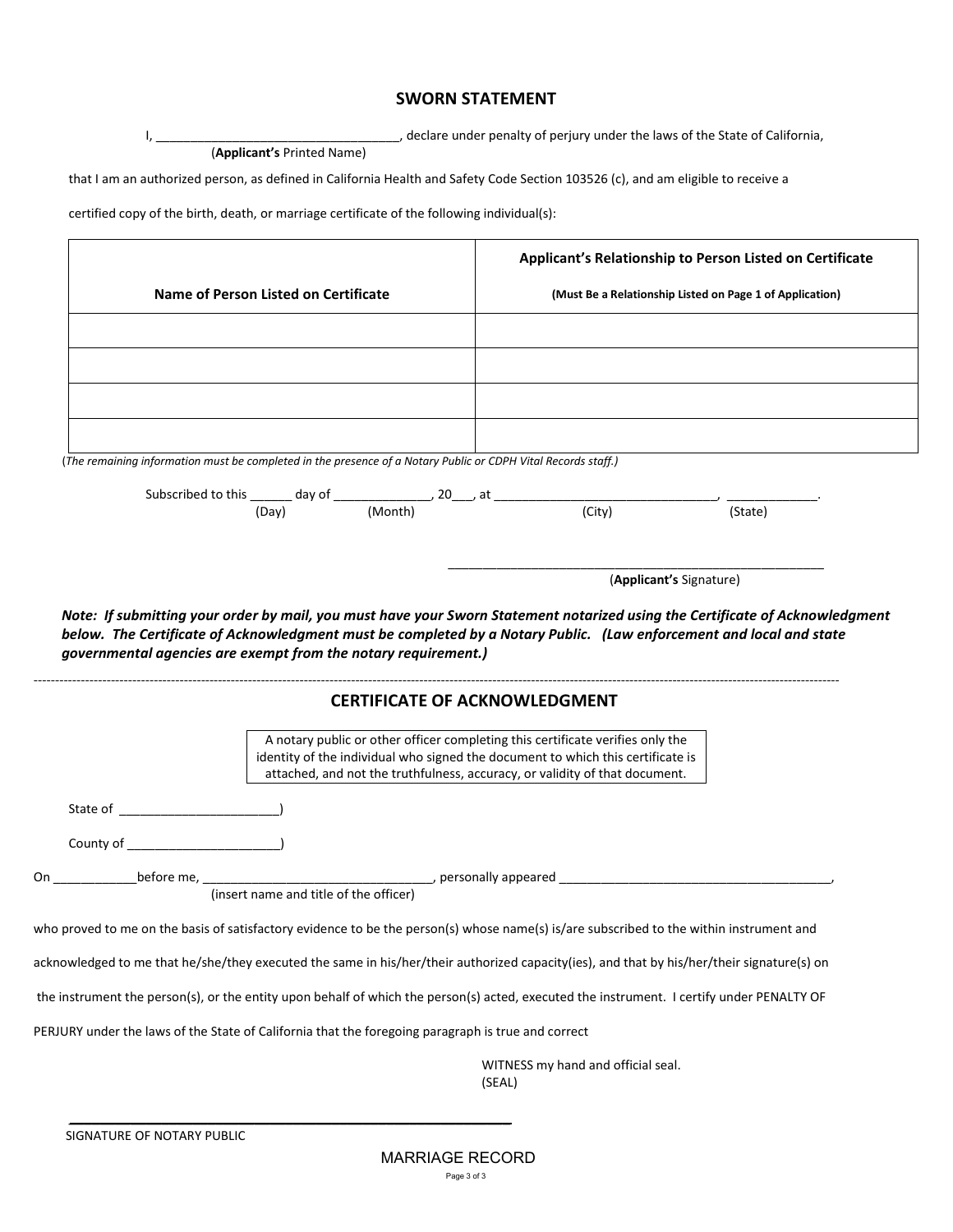## SWORN STATEMENT

I, __________________________________, declare under penalty of perjury under the laws of the State of California,
(**Applicant's** Printed Name)

that I am an authorized person, as defined in California Health and Safety Code Section 103526 (c), and am eligible to receive a certified copy of the birth, death, or marriage certificate of the following individual(s):

| Name of Person Listed on Certificate | Applicant's Relationship to Person Listed on Certificate (Must Be a Relationship Listed on Page 1 of Application) |
|---|---|
| | |
| | |
| | |
| | |

(*The remaining information must be completed in the presence of a Notary Public or CDPH Vital Records staff.*)

Subscribed to this ______ day of _____________, 20___, at _______________________________, ____________.
(Day) (Month) (City) (State)

_______________________________________________________
(**Applicant's** Signature)

***Note: If submitting your order by mail, you must have your Sworn Statement notarized using the Certificate of Acknowledgment below. The Certificate of Acknowledgment must be completed by a Notary Public. (Law enforcement and local and state governmental agencies are exempt from the notary requirement.)***

---

## CERTIFICATE OF ACKNOWLEDGMENT

> A notary public or other officer completing this certificate verifies only the identity of the individual who signed the document to which this certificate is attached, and not the truthfulness, accuracy, or validity of that document.

State of ______________________)

County of _____________________)

On ___________before me, ________________________________, personally appeared ______________________________________,
(insert name and title of the officer)

who proved to me on the basis of satisfactory evidence to be the person(s) whose name(s) is/are subscribed to the within instrument and acknowledged to me that he/she/they executed the same in his/her/their authorized capacity(ies), and that by his/her/their signature(s) on the instrument the person(s), or the entity upon behalf of which the person(s) acted, executed the instrument. I certify under PENALTY OF PERJURY under the laws of the State of California that the foregoing paragraph is true and correct

WITNESS my hand and official seal.
(SEAL)

_______________________________________________
SIGNATURE OF NOTARY PUBLIC

MARRIAGE RECORD